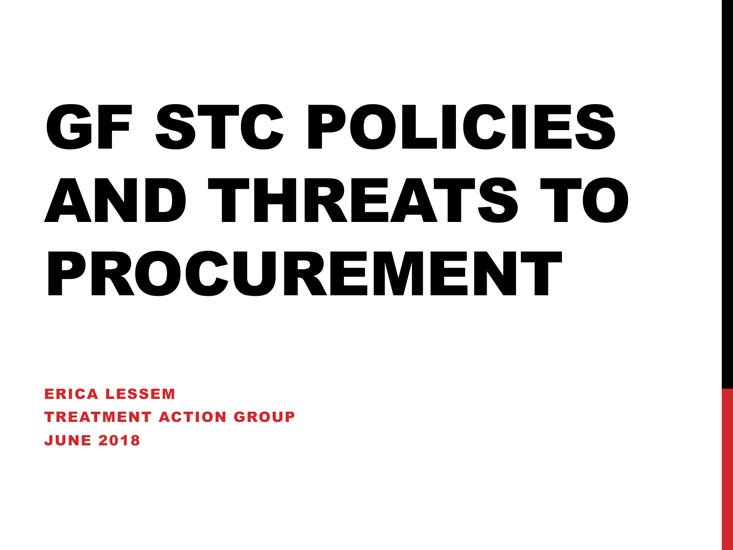# GF STC POLICIES AND THREATS TO PROCUREMENT

**ERICA LESSEM**
**TREATMENT ACTION GROUP**
**JUNE 2018**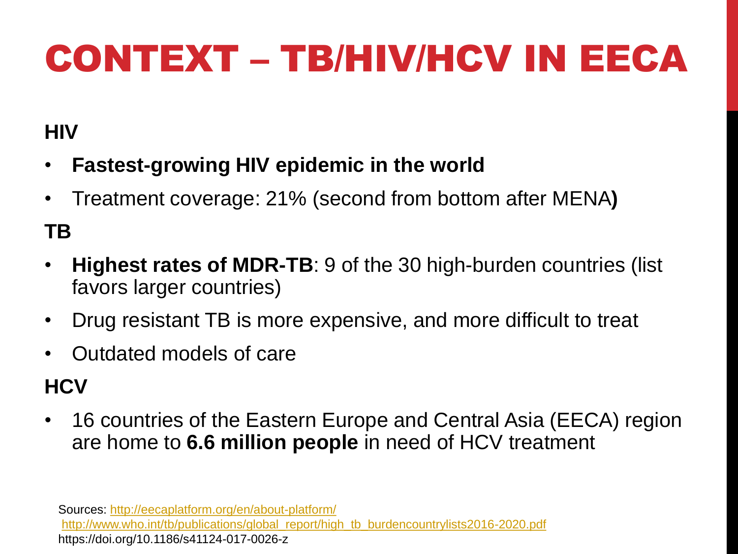# CONTEXT – TB/HIV/HCV IN EECA

**HIV**

- **Fastest-growing HIV epidemic in the world**
- Treatment coverage: 21% (second from bottom after MENA**)**

**TB**

- **Highest rates of MDR-TB**: 9 of the 30 high-burden countries (list favors larger countries)
- Drug resistant TB is more expensive, and more difficult to treat
- Outdated models of care

**HCV**

- 16 countries of the Eastern Europe and Central Asia (EECA) region are home to **6.6 million people** in need of HCV treatment

Sources: http://eecaplatform.org/en/about-platform/
http://www.who.int/tb/publications/global_report/high_tb_burdencountrylists2016-2020.pdf
https://doi.org/10.1186/s41124-017-0026-z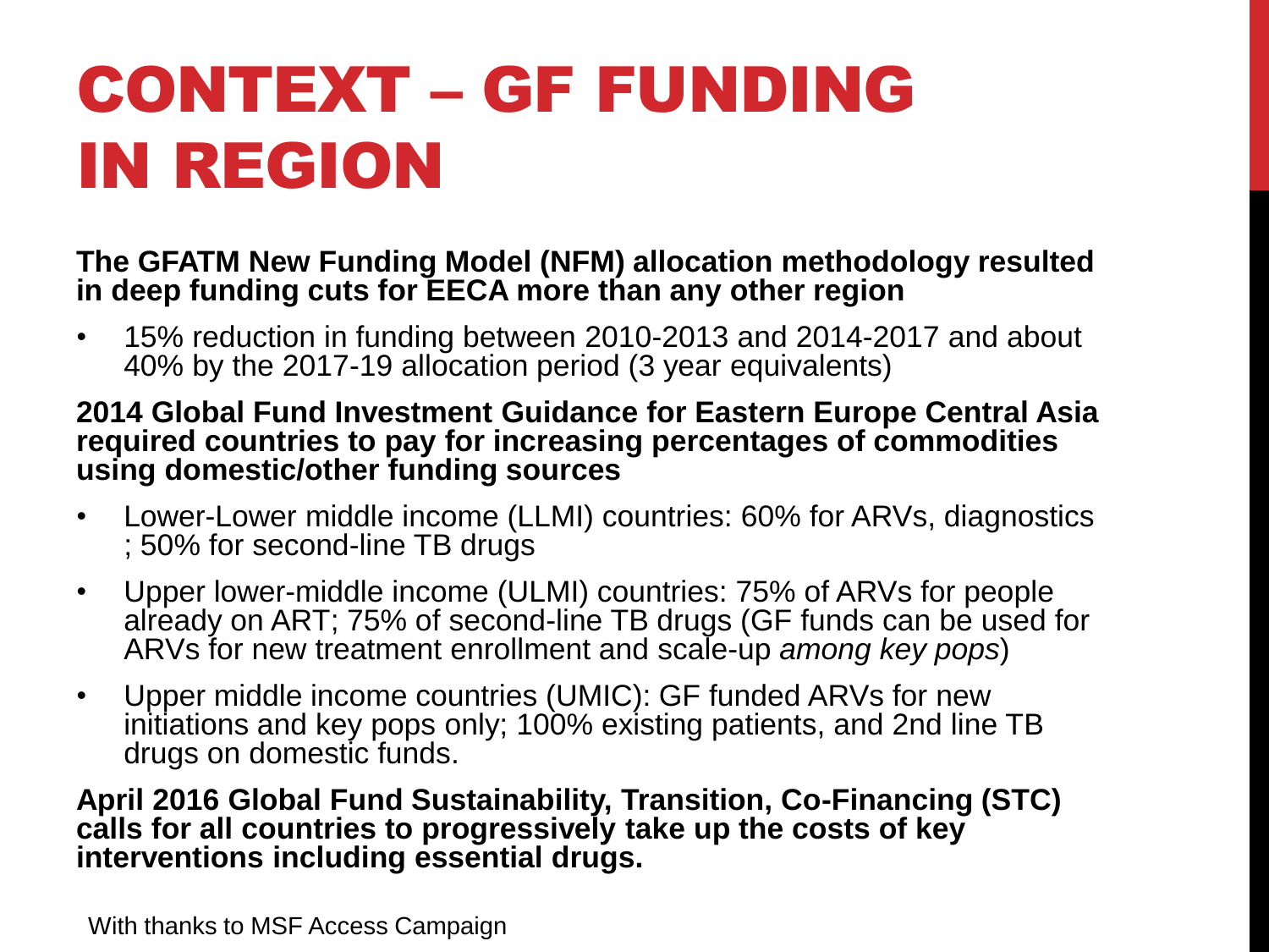# CONTEXT – GF FUNDING IN REGION

**The GFATM New Funding Model (NFM) allocation methodology resulted in deep funding cuts for EECA more than any other region**

- 15% reduction in funding between 2010-2013 and 2014-2017 and about 40% by the 2017-19 allocation period (3 year equivalents)

**2014 Global Fund Investment Guidance for Eastern Europe Central Asia required countries to pay for increasing percentages of commodities using domestic/other funding sources**

- Lower-Lower middle income (LLMI) countries: 60% for ARVs, diagnostics ; 50% for second-line TB drugs
- Upper lower-middle income (ULMI) countries: 75% of ARVs for people already on ART; 75% of second-line TB drugs (GF funds can be used for ARVs for new treatment enrollment and scale-up *among key pops*)
- Upper middle income countries (UMIC): GF funded ARVs for new initiations and key pops only; 100% existing patients, and 2nd line TB drugs on domestic funds.

**April 2016 Global Fund Sustainability, Transition, Co-Financing (STC) calls for all countries to progressively take up the costs of key interventions including essential drugs.**

With thanks to MSF Access Campaign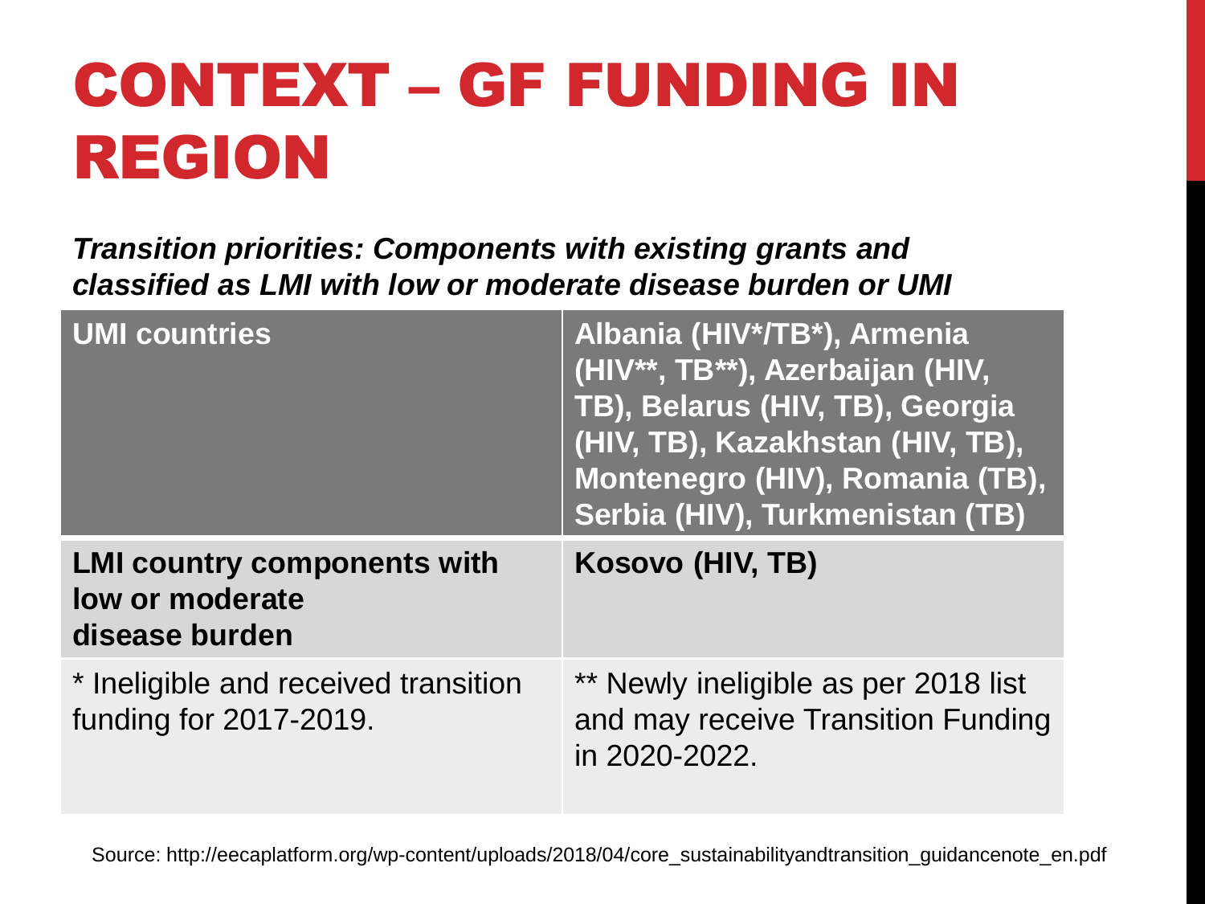# CONTEXT – GF FUNDING IN REGION

***Transition priorities: Components with existing grants and classified as LMI with low or moderate disease burden or UMI***

| **UMI countries** | **Albania (HIV*/TB*), Armenia (HIV**, TB**), Azerbaijan (HIV, TB), Belarus (HIV, TB), Georgia (HIV, TB), Kazakhstan (HIV, TB), Montenegro (HIV), Romania (TB), Serbia (HIV), Turkmenistan (TB)** |
|---|---|
| **LMI country components with low or moderate disease burden** | **Kosovo (HIV, TB)** |
| * Ineligible and received transition funding for 2017-2019. | ** Newly ineligible as per 2018 list and may receive Transition Funding in 2020-2022. |

Source: http://eecaplatform.org/wp-content/uploads/2018/04/core_sustainabilityandtransition_guidancenote_en.pdf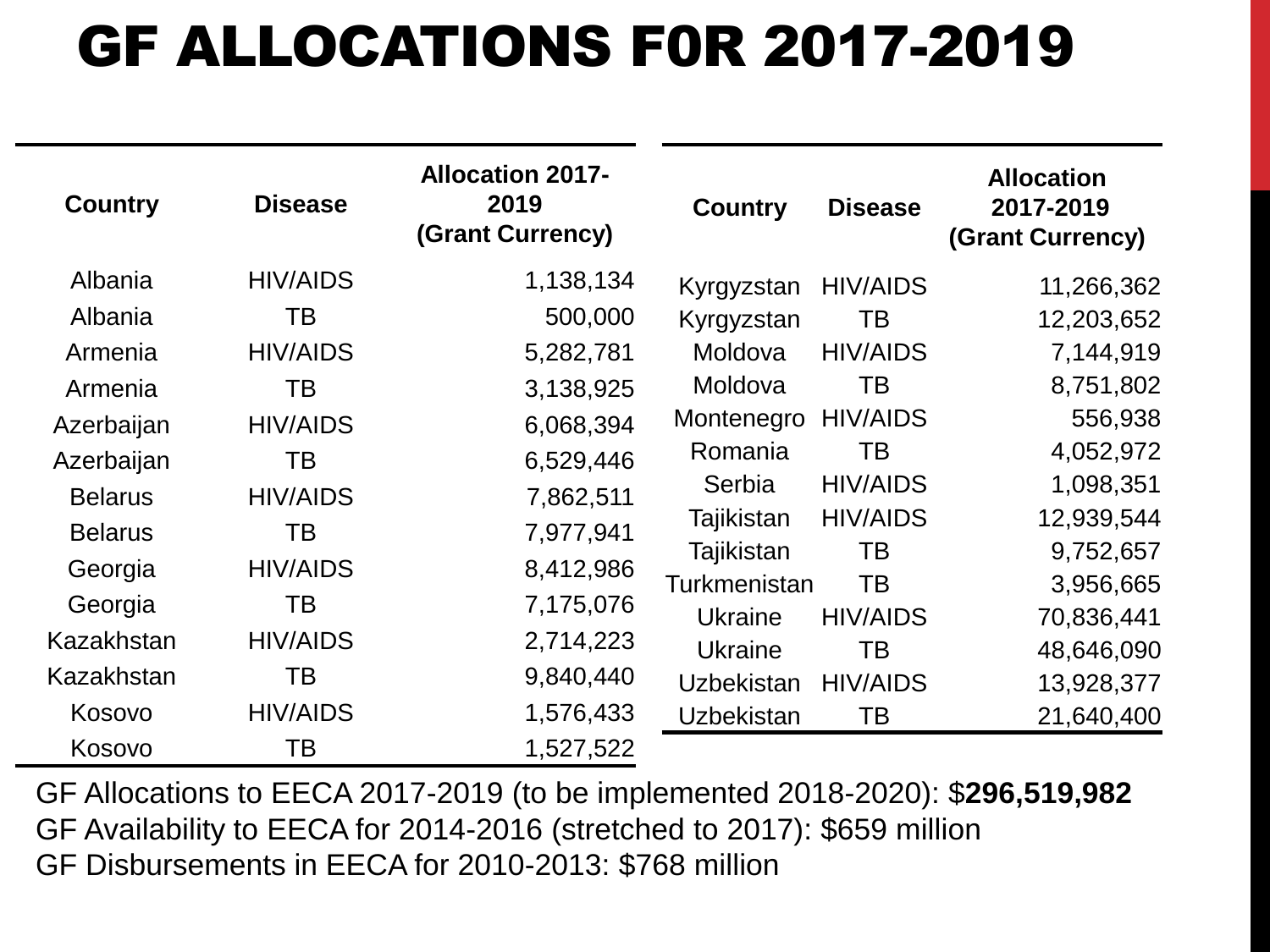# GF ALLOCATIONS F0R 2017-2019

| Country | Disease | Allocation 2017-2019 (Grant Currency) |
|---|---|---|
| Albania | HIV/AIDS | 1,138,134 |
| Albania | TB | 500,000 |
| Armenia | HIV/AIDS | 5,282,781 |
| Armenia | TB | 3,138,925 |
| Azerbaijan | HIV/AIDS | 6,068,394 |
| Azerbaijan | TB | 6,529,446 |
| Belarus | HIV/AIDS | 7,862,511 |
| Belarus | TB | 7,977,941 |
| Georgia | HIV/AIDS | 8,412,986 |
| Georgia | TB | 7,175,076 |
| Kazakhstan | HIV/AIDS | 2,714,223 |
| Kazakhstan | TB | 9,840,440 |
| Kosovo | HIV/AIDS | 1,576,433 |
| Kosovo | TB | 1,527,522 |
| Kyrgyzstan | HIV/AIDS | 11,266,362 |
| Kyrgyzstan | TB | 12,203,652 |
| Moldova | HIV/AIDS | 7,144,919 |
| Moldova | TB | 8,751,802 |
| Montenegro | HIV/AIDS | 556,938 |
| Romania | TB | 4,052,972 |
| Serbia | HIV/AIDS | 1,098,351 |
| Tajikistan | HIV/AIDS | 12,939,544 |
| Tajikistan | TB | 9,752,657 |
| Turkmenistan | TB | 3,956,665 |
| Ukraine | HIV/AIDS | 70,836,441 |
| Ukraine | TB | 48,646,090 |
| Uzbekistan | HIV/AIDS | 13,928,377 |
| Uzbekistan | TB | 21,640,400 |

GF Allocations to EECA 2017-2019 (to be implemented 2018-2020): $**296,519,982**
GF Availability to EECA for 2014-2016 (stretched to 2017): $659 million
GF Disbursements in EECA for 2010-2013: $768 million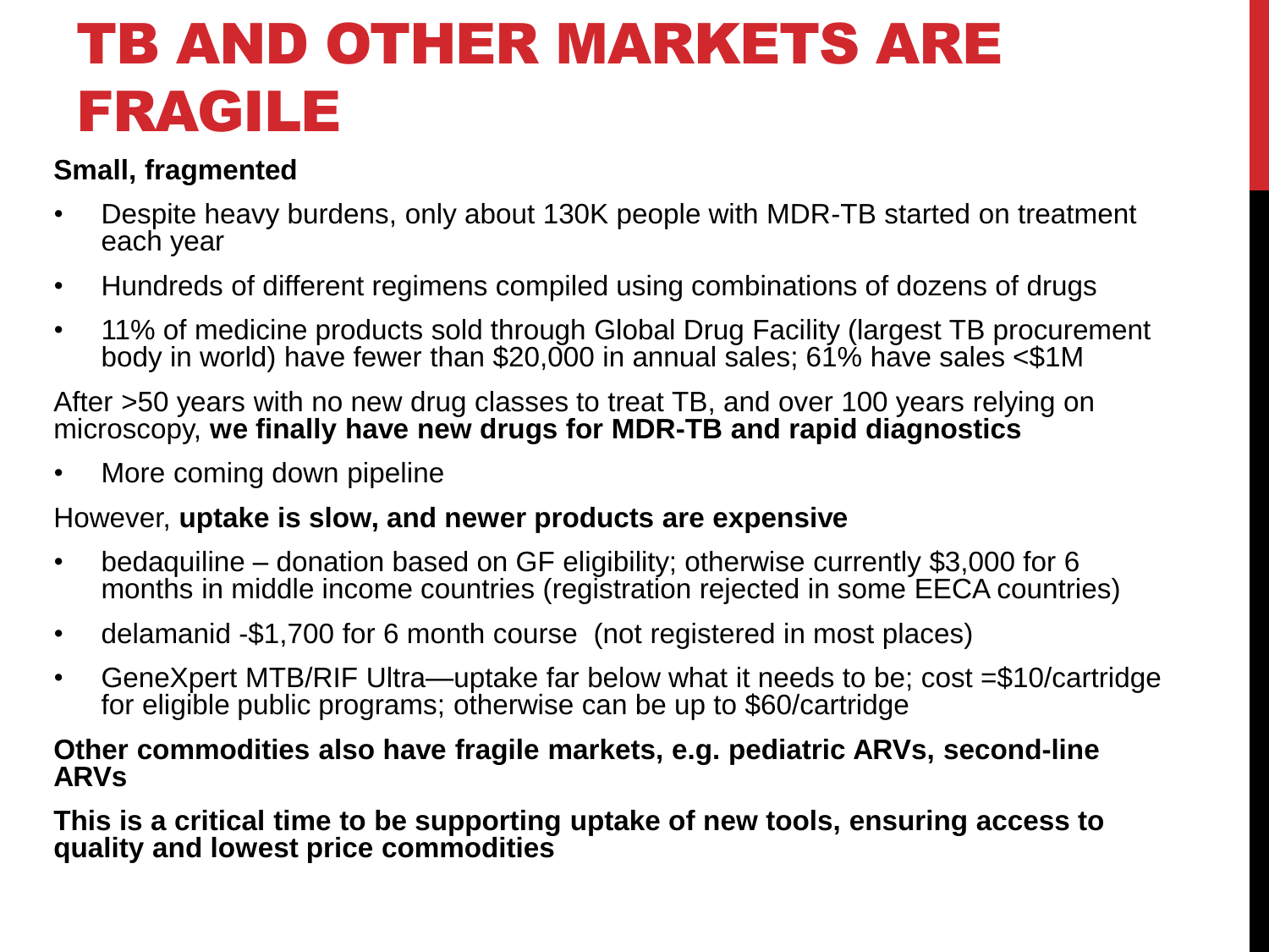# TB AND OTHER MARKETS ARE FRAGILE

**Small, fragmented**

- Despite heavy burdens, only about 130K people with MDR-TB started on treatment each year
- Hundreds of different regimens compiled using combinations of dozens of drugs
- 11% of medicine products sold through Global Drug Facility (largest TB procurement body in world) have fewer than $20,000 in annual sales; 61% have sales <$1M

After >50 years with no new drug classes to treat TB, and over 100 years relying on microscopy, **we finally have new drugs for MDR-TB and rapid diagnostics**

- More coming down pipeline

However, **uptake is slow, and newer products are expensive**

- bedaquiline – donation based on GF eligibility; otherwise currently $3,000 for 6 months in middle income countries (registration rejected in some EECA countries)
- delamanid -$1,700 for 6 month course (not registered in most places)
- GeneXpert MTB/RIF Ultra—uptake far below what it needs to be; cost =$10/cartridge for eligible public programs; otherwise can be up to $60/cartridge

**Other commodities also have fragile markets, e.g. pediatric ARVs, second-line ARVs**

**This is a critical time to be supporting uptake of new tools, ensuring access to quality and lowest price commodities**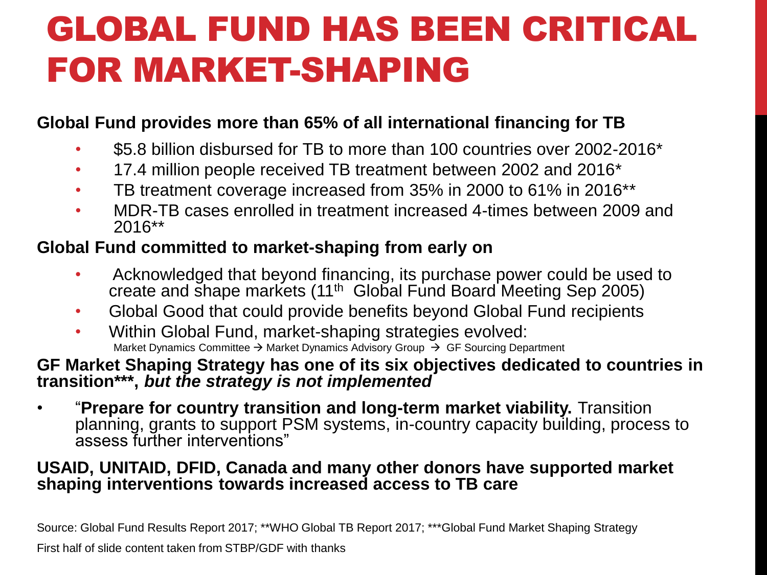# GLOBAL FUND HAS BEEN CRITICAL FOR MARKET-SHAPING

**Global Fund provides more than 65% of all international financing for TB**

- $5.8 billion disbursed for TB to more than 100 countries over 2002-2016*
- 17.4 million people received TB treatment between 2002 and 2016*
- TB treatment coverage increased from 35% in 2000 to 61% in 2016**
- MDR-TB cases enrolled in treatment increased 4-times between 2009 and 2016**

**Global Fund committed to market-shaping from early on**

- Acknowledged that beyond financing, its purchase power could be used to create and shape markets (11th Global Fund Board Meeting Sep 2005)
- Global Good that could provide benefits beyond Global Fund recipients
- Within Global Fund, market-shaping strategies evolved:
  Market Dynamics Committee → Market Dynamics Advisory Group → GF Sourcing Department

**GF Market Shaping Strategy has one of its six objectives dedicated to countries in transition\*\*\*, *but the strategy is not implemented***

- "**Prepare for country transition and long-term market viability.** Transition planning, grants to support PSM systems, in-country capacity building, process to assess further interventions"

**USAID, UNITAID, DFID, Canada and many other donors have supported market shaping interventions towards increased access to TB care**

Source: Global Fund Results Report 2017; **WHO Global TB Report 2017; ***Global Fund Market Shaping Strategy

First half of slide content taken from STBP/GDF with thanks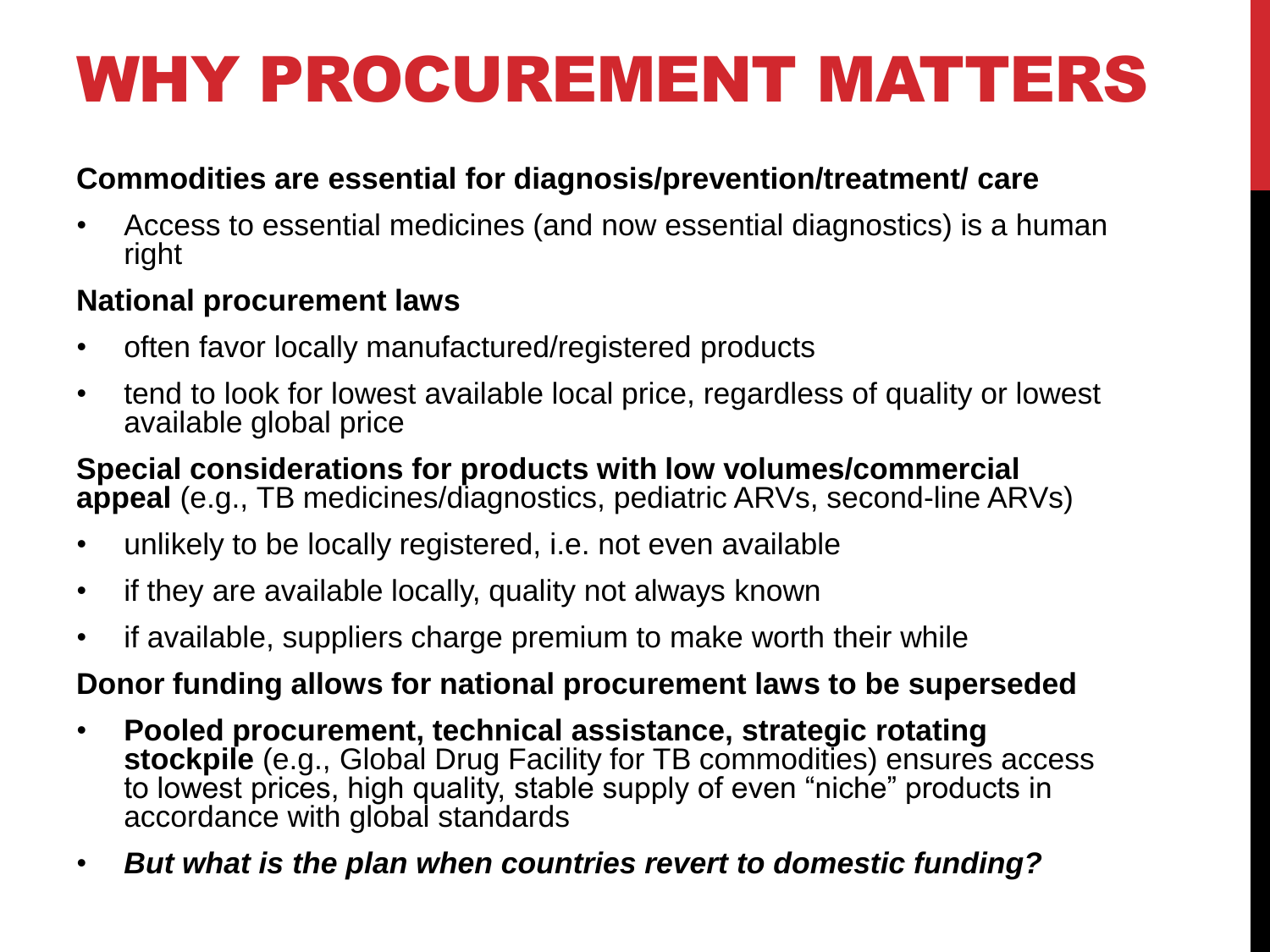# WHY PROCUREMENT MATTERS

**Commodities are essential for diagnosis/prevention/treatment/ care**

- Access to essential medicines (and now essential diagnostics) is a human right

**National procurement laws**

- often favor locally manufactured/registered products
- tend to look for lowest available local price, regardless of quality or lowest available global price

**Special considerations for products with low volumes/commercial appeal** (e.g., TB medicines/diagnostics, pediatric ARVs, second-line ARVs)

- unlikely to be locally registered, i.e. not even available
- if they are available locally, quality not always known
- if available, suppliers charge premium to make worth their while

**Donor funding allows for national procurement laws to be superseded**

- **Pooled procurement, technical assistance, strategic rotating stockpile** (e.g., Global Drug Facility for TB commodities) ensures access to lowest prices, high quality, stable supply of even "niche" products in accordance with global standards
- ***But what is the plan when countries revert to domestic funding?***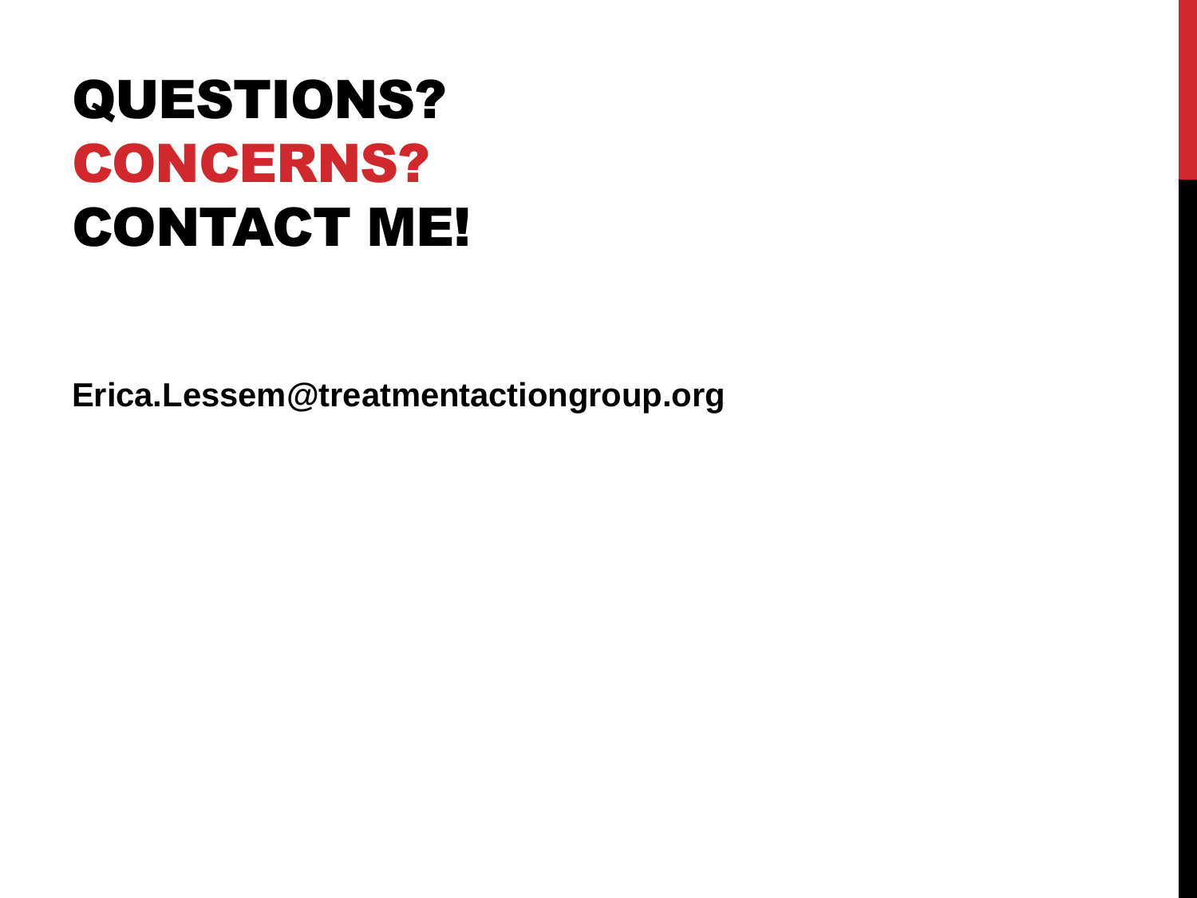# QUESTIONS?
# CONCERNS?
# CONTACT ME!

**Erica.Lessem@treatmentactiongroup.org**